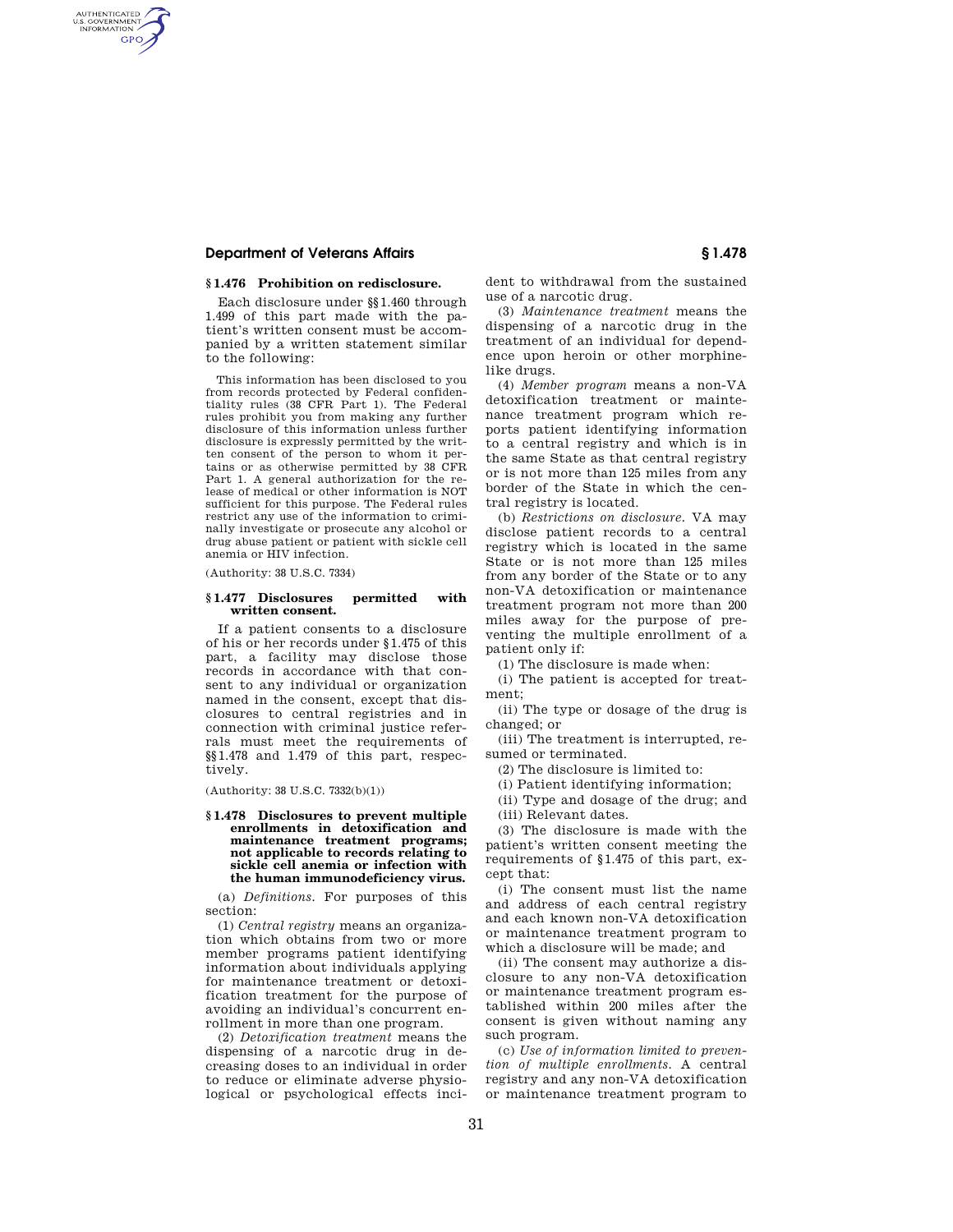### § 1.476 Prohibition on redisclosure.

Each disclosure under §§1.460 through 1.499 of this part made with the patient's written consent must be accompanied by a written statement similar to the following:

> This information has been disclosed to you from records protected by Federal confidentiality rules (38 CFR Part 1). The Federal rules prohibit you from making any further disclosure of this information unless further disclosure is expressly permitted by the written consent of the person to whom it pertains or as otherwise permitted by 38 CFR Part 1. A general authorization for the release of medical or other information is NOT sufficient for this purpose. The Federal rules restrict any use of the information to criminally investigate or prosecute any alcohol or drug abuse patient or patient with sickle cell anemia or HIV infection.

(Authority: 38 U.S.C. 7334)

### § 1.477 Disclosures permitted with written consent.

If a patient consents to a disclosure of his or her records under §1.475 of this part, a facility may disclose those records in accordance with that consent to any individual or organization named in the consent, except that disclosures to central registries and in connection with criminal justice referrals must meet the requirements of §§1.478 and 1.479 of this part, respectively.

(Authority: 38 U.S.C. 7332(b)(1))

### § 1.478 Disclosures to prevent multiple enrollments in detoxification and maintenance treatment programs; not applicable to records relating to sickle cell anemia or infection with the human immunodeficiency virus.

(a) *Definitions.* For purposes of this section:

(1) *Central registry* means an organization which obtains from two or more member programs patient identifying information about individuals applying for maintenance treatment or detoxification treatment for the purpose of avoiding an individual's concurrent enrollment in more than one program.

(2) *Detoxification treatment* means the dispensing of a narcotic drug in decreasing doses to an individual in order to reduce or eliminate adverse physiological or psychological effects incident to withdrawal from the sustained use of a narcotic drug.

(3) *Maintenance treatment* means the dispensing of a narcotic drug in the treatment of an individual for dependence upon heroin or other morphine-like drugs.

(4) *Member program* means a non-VA detoxification treatment or maintenance treatment program which reports patient identifying information to a central registry and which is in the same State as that central registry or is not more than 125 miles from any border of the State in which the central registry is located.

(b) *Restrictions on disclosure.* VA may disclose patient records to a central registry which is located in the same State or is not more than 125 miles from any border of the State or to any non-VA detoxification or maintenance treatment program not more than 200 miles away for the purpose of preventing the multiple enrollment of a patient only if:

(1) The disclosure is made when:

(i) The patient is accepted for treatment;

(ii) The type or dosage of the drug is changed; or

(iii) The treatment is interrupted, resumed or terminated.

(2) The disclosure is limited to:

(i) Patient identifying information;

(ii) Type and dosage of the drug; and

(iii) Relevant dates.

(3) The disclosure is made with the patient's written consent meeting the requirements of §1.475 of this part, except that:

(i) The consent must list the name and address of each central registry and each known non-VA detoxification or maintenance treatment program to which a disclosure will be made; and

(ii) The consent may authorize a disclosure to any non-VA detoxification or maintenance treatment program established within 200 miles after the consent is given without naming any such program.

(c) *Use of information limited to prevention of multiple enrollments.* A central registry and any non-VA detoxification or maintenance treatment program to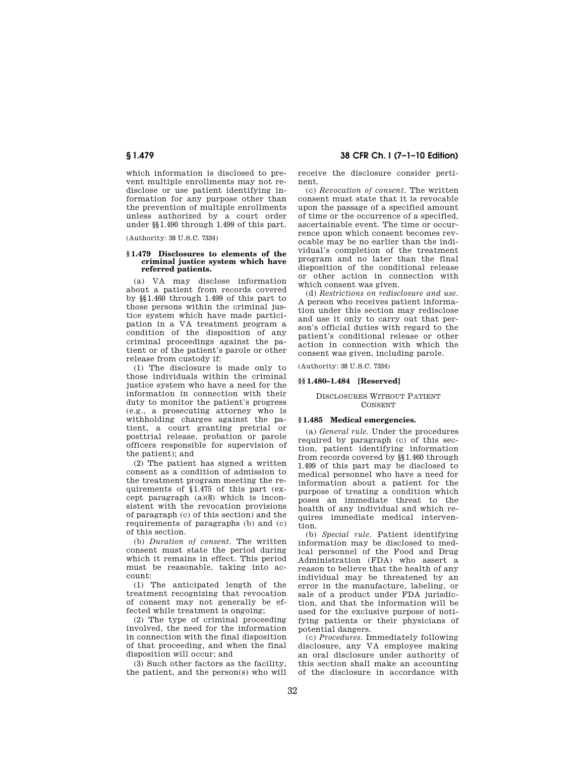which information is disclosed to prevent multiple enrollments may not redisclose or use patient identifying information for any purpose other than the prevention of multiple enrollments unless authorized by a court order under §§1.490 through 1.499 of this part.

(Authority: 38 U.S.C. 7334)

### § 1.479 Disclosures to elements of the criminal justice system which have referred patients.

(a) VA may disclose information about a patient from records covered by §§1.460 through 1.499 of this part to those persons within the criminal justice system which have made participation in a VA treatment program a condition of the disposition of any criminal proceedings against the patient or of the patient's parole or other release from custody if:

(1) The disclosure is made only to those individuals within the criminal justice system who have a need for the information in connection with their duty to monitor the patient's progress (e.g., a prosecuting attorney who is withholding charges against the patient, a court granting pretrial or posttrial release, probation or parole officers responsible for supervision of the patient); and

(2) The patient has signed a written consent as a condition of admission to the treatment program meeting the requirements of §1.475 of this part (except paragraph (a)(8) which is inconsistent with the revocation provisions of paragraph (c) of this section) and the requirements of paragraphs (b) and (c) of this section.

(b) *Duration of consent.* The written consent must state the period during which it remains in effect. This period must be reasonable, taking into account:

(1) The anticipated length of the treatment recognizing that revocation of consent may not generally be effected while treatment is ongoing;

(2) The type of criminal proceeding involved, the need for the information in connection with the final disposition of that proceeding, and when the final disposition will occur; and

(3) Such other factors as the facility, the patient, and the person(s) who will receive the disclosure consider pertinent.

(c) *Revocation of consent.* The written consent must state that it is revocable upon the passage of a specified amount of time or the occurrence of a specified, ascertainable event. The time or occurrence upon which consent becomes revocable may be no earlier than the individual's completion of the treatment program and no later than the final disposition of the conditional release or other action in connection with which consent was given.

(d) *Restrictions on redisclosure and use.* A person who receives patient information under this section may redisclose and use it only to carry out that person's official duties with regard to the patient's conditional release or other action in connection with which the consent was given, including parole.

(Authority: 38 U.S.C. 7334)

### §§ 1.480–1.484 [Reserved]

## DISCLOSURES WITHOUT PATIENT CONSENT

### § 1.485 Medical emergencies.

(a) *General rule.* Under the procedures required by paragraph (c) of this section, patient identifying information from records covered by §§1.460 through 1.499 of this part may be disclosed to medical personnel who have a need for information about a patient for the purpose of treating a condition which poses an immediate threat to the health of any individual and which requires immediate medical intervention.

(b) *Special rule.* Patient identifying information may be disclosed to medical personnel of the Food and Drug Administration (FDA) who assert a reason to believe that the health of any individual may be threatened by an error in the manufacture, labeling, or sale of a product under FDA jurisdiction, and that the information will be used for the exclusive purpose of notifying patients or their physicians of potential dangers.

(c) *Procedures.* Immediately following disclosure, any VA employee making an oral disclosure under authority of this section shall make an accounting of the disclosure in accordance with